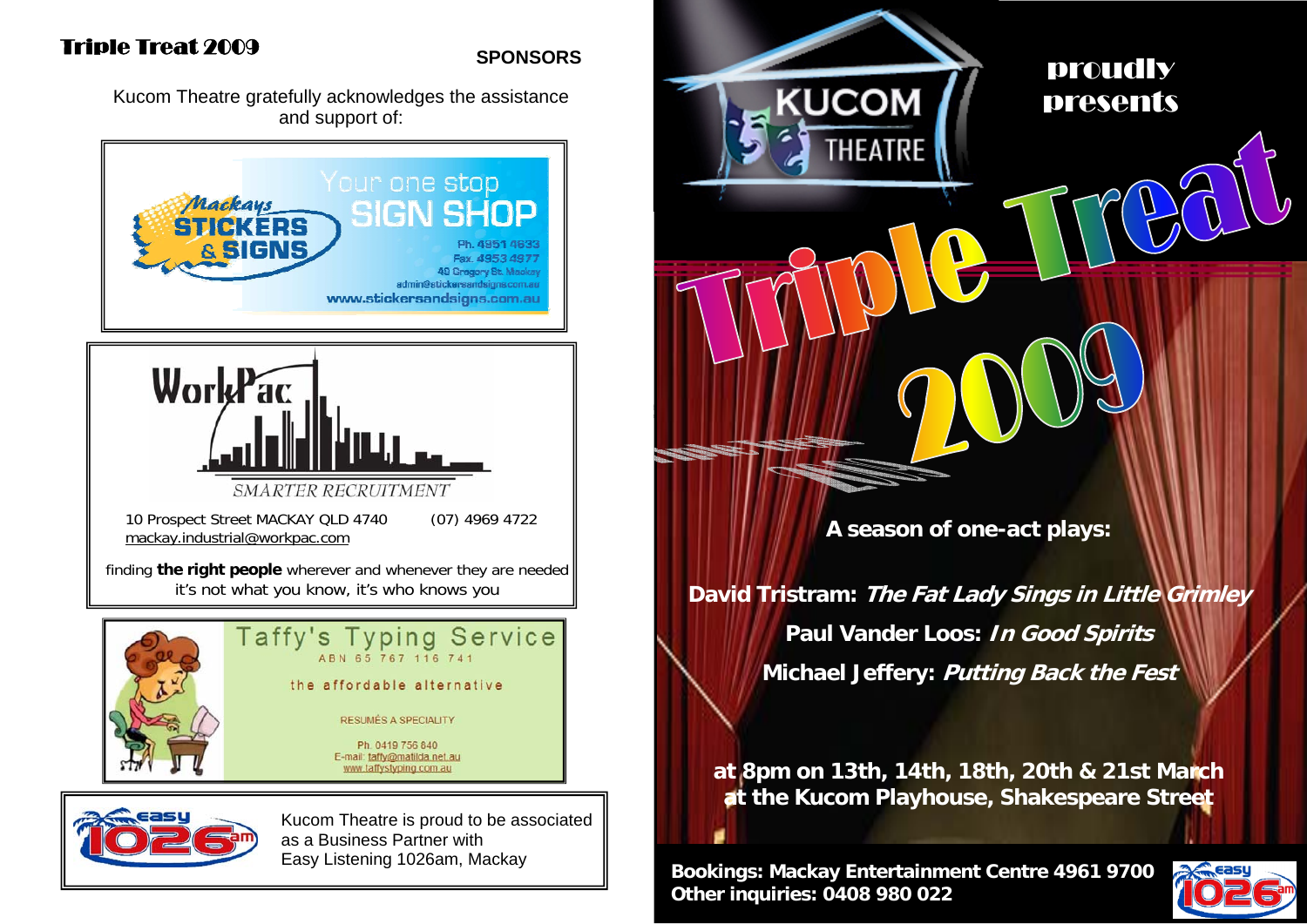# Triple Treat 2009

**SPONSORS**

Kucom Theatre gratefully acknowledges the assistance and support of:

Mackays STICKERS & SIGNS

Your one stop SIGN SHOP

Ph. 4951 4633
Fax. 4953 4977
49 Gregory St. Mackay
admin@stickersandsigns.com.au
www.stickersandsigns.com.au

WorkPac

SMARTER RECRUITMENT

10 Prospect Street MACKAY QLD 4740 (07) 4969 4722
mackay.industrial@workpac.com

finding **the right people** wherever and whenever they are needed
it's not what you know, it's who knows you

Taffy's Typing Service
ABN 65 767 116 741

the affordable alternative

RESUMÉS A SPECIALITY

Ph. 0419 756 640
E-mail: taffy@matilda.net.au
www.taffystyping.com.au

easy 1026am

Kucom Theatre is proud to be associated as a Business Partner with Easy Listening 1026am, Mackay

---

KUCOM THEATRE

proudly presents

# Triple Treat 2009

**A season of one-act plays:**

**David Tristram: *The Fat Lady Sings in Little Grimley***

**Paul Vander Loos: *In Good Spirits***

**Michael Jeffery: *Putting Back the Fest***

**at 8pm on 13th, 14th, 18th, 20th & 21st March at the Kucom Playhouse, Shakespeare Street**

**Bookings: Mackay Entertainment Centre 4961 9700**
**Other inquiries: 0408 980 022**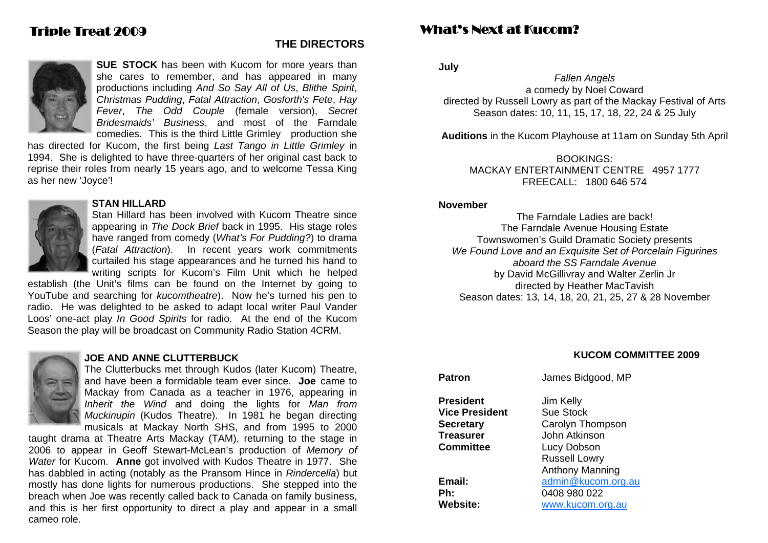# Triple Treat 2009

## THE DIRECTORS

**SUE STOCK** has been with Kucom for more years than she cares to remember, and has appeared in many productions including *And So Say All of Us*, *Blithe Spirit*, *Christmas Pudding*, *Fatal Attraction*, *Gosforth's Fete*, *Hay Fever*, *The Odd Couple* (female version), *Secret Bridesmaids' Business*, and most of the Farndale comedies. This is the third Little Grimley production she has directed for Kucom, the first being *Last Tango in Little Grimley* in 1994. She is delighted to have three-quarters of her original cast back to reprise their roles from nearly 15 years ago, and to welcome Tessa King as her new 'Joyce'!

**STAN HILLARD**

Stan Hillard has been involved with Kucom Theatre since appearing in *The Dock Brief* back in 1995. His stage roles have ranged from comedy (*What's For Pudding?*) to drama (*Fatal Attraction*). In recent years work commitments curtailed his stage appearances and he turned his hand to writing scripts for Kucom's Film Unit which he helped establish (the Unit's films can be found on the Internet by going to YouTube and searching for *kucomtheatre*). Now he's turned his pen to radio. He was delighted to be asked to adapt local writer Paul Vander Loos' one-act play *In Good Spirits* for radio. At the end of the Kucom Season the play will be broadcast on Community Radio Station 4CRM.

**JOE AND ANNE CLUTTERBUCK**

The Clutterbucks met through Kudos (later Kucom) Theatre, and have been a formidable team ever since. **Joe** came to Mackay from Canada as a teacher in 1976, appearing in *Inherit the Wind* and doing the lights for *Man from Muckinupin* (Kudos Theatre). In 1981 he began directing musicals at Mackay North SHS, and from 1995 to 2000 taught drama at Theatre Arts Mackay (TAM), returning to the stage in 2006 to appear in Geoff Stewart-McLean's production of *Memory of Water* for Kucom. **Anne** got involved with Kudos Theatre in 1977. She has dabbled in acting (notably as the Pransom Hince in *Rindercella*) but mostly has done lights for numerous productions. She stepped into the breach when Joe was recently called back to Canada on family business, and this is her first opportunity to direct a play and appear in a small cameo role.

# What's Next at Kucom?

**July**

*Fallen Angels*
a comedy by Noel Coward
directed by Russell Lowry as part of the Mackay Festival of Arts
Season dates: 10, 11, 15, 17, 18, 22, 24 & 25 July

**Auditions** in the Kucom Playhouse at 11am on Sunday 5th April

BOOKINGS:
MACKAY ENTERTAINMENT CENTRE 4957 1777
FREECALL: 1800 646 574

**November**

The Farndale Ladies are back!
The Farndale Avenue Housing Estate
Townswomen's Guild Dramatic Society presents
*We Found Love and an Exquisite Set of Porcelain Figurines aboard the SS Farndale Avenue*
by David McGillivray and Walter Zerlin Jr
directed by Heather MacTavish
Season dates: 13, 14, 18, 20, 21, 25, 27 & 28 November

## KUCOM COMMITTEE 2009

| | |
|---|---|
| **Patron** | James Bidgood, MP |
| **President** | Jim Kelly |
| **Vice President** | Sue Stock |
| **Secretary** | Carolyn Thompson |
| **Treasurer** | John Atkinson |
| **Committee** | Lucy Dobson |
| | Russell Lowry |
| | Anthony Manning |
| **Email:** | admin@kucom.org.au |
| **Ph:** | 0408 980 022 |
| **Website:** | www.kucom.org.au |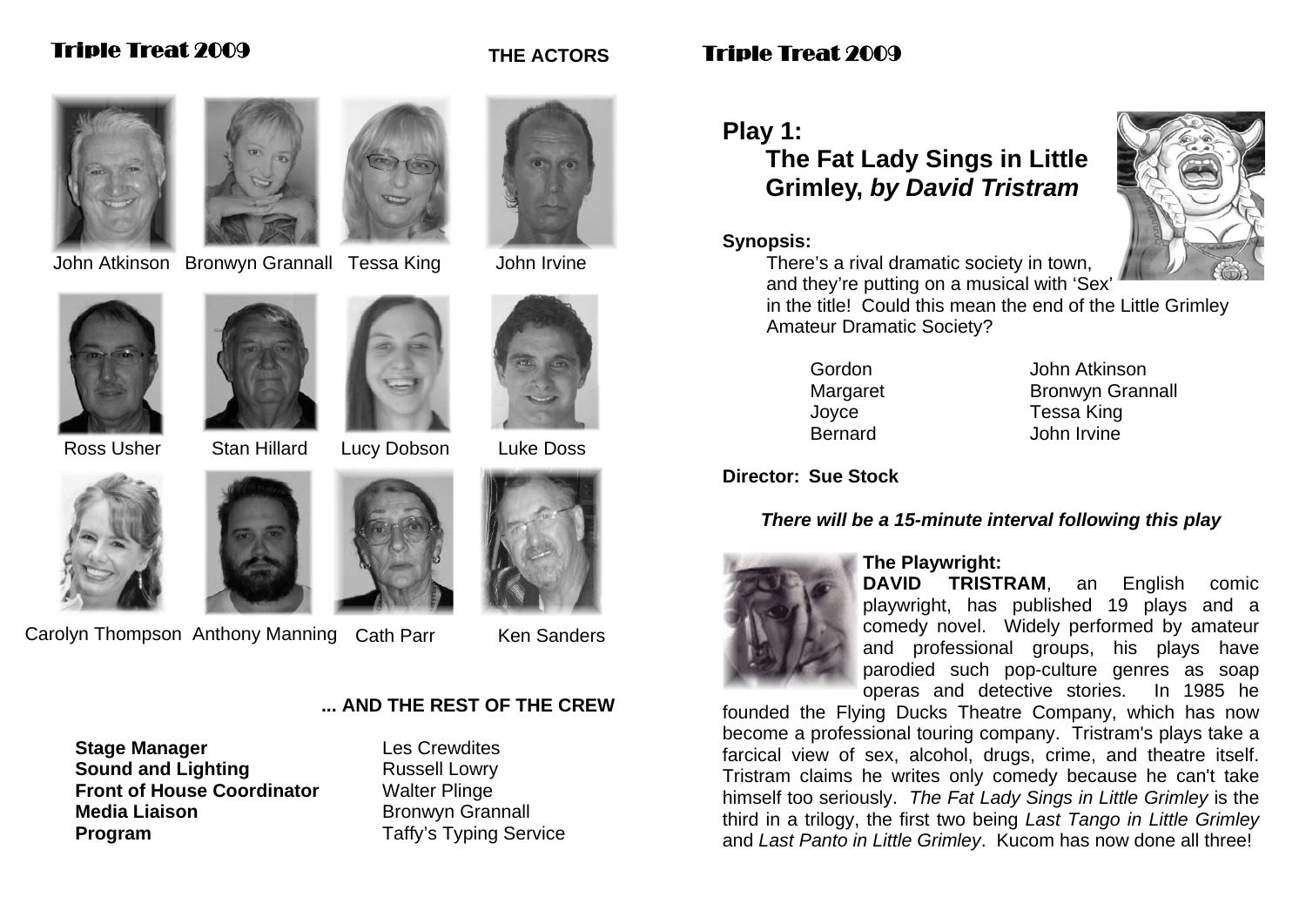## Triple Treat 2009

### THE ACTORS

John Atkinson, Bronwyn Grannall, Tessa King, John Irvine

Ross Usher, Stan Hillard, Lucy Dobson, Luke Doss

Carolyn Thompson, Anthony Manning, Cath Parr, Ken Sanders

### ... AND THE REST OF THE CREW

| | |
|---|---|
| **Stage Manager** | Les Crewdites |
| **Sound and Lighting** | Russell Lowry |
| **Front of House Coordinator** | Walter Plinge |
| **Media Liaison** | Bronwyn Grannall |
| **Program** | Taffy's Typing Service |

## Triple Treat 2009

## Play 1: The Fat Lady Sings in Little Grimley, *by David Tristram*

**Synopsis:**

There's a rival dramatic society in town, and they're putting on a musical with 'Sex' in the title! Could this mean the end of the Little Grimley Amateur Dramatic Society?

| | |
|---|---|
| Gordon | John Atkinson |
| Margaret | Bronwyn Grannall |
| Joyce | Tessa King |
| Bernard | John Irvine |

**Director: Sue Stock**

***There will be a 15-minute interval following this play***

**The Playwright:**

**DAVID TRISTRAM**, an English comic playwright, has published 19 plays and a comedy novel. Widely performed by amateur and professional groups, his plays have parodied such pop-culture genres as soap operas and detective stories. In 1985 he founded the Flying Ducks Theatre Company, which has now become a professional touring company. Tristram's plays take a farcical view of sex, alcohol, drugs, crime, and theatre itself. Tristram claims he writes only comedy because he can't take himself too seriously. *The Fat Lady Sings in Little Grimley* is the third in a trilogy, the first two being *Last Tango in Little Grimley* and *Last Panto in Little Grimley*. Kucom has now done all three!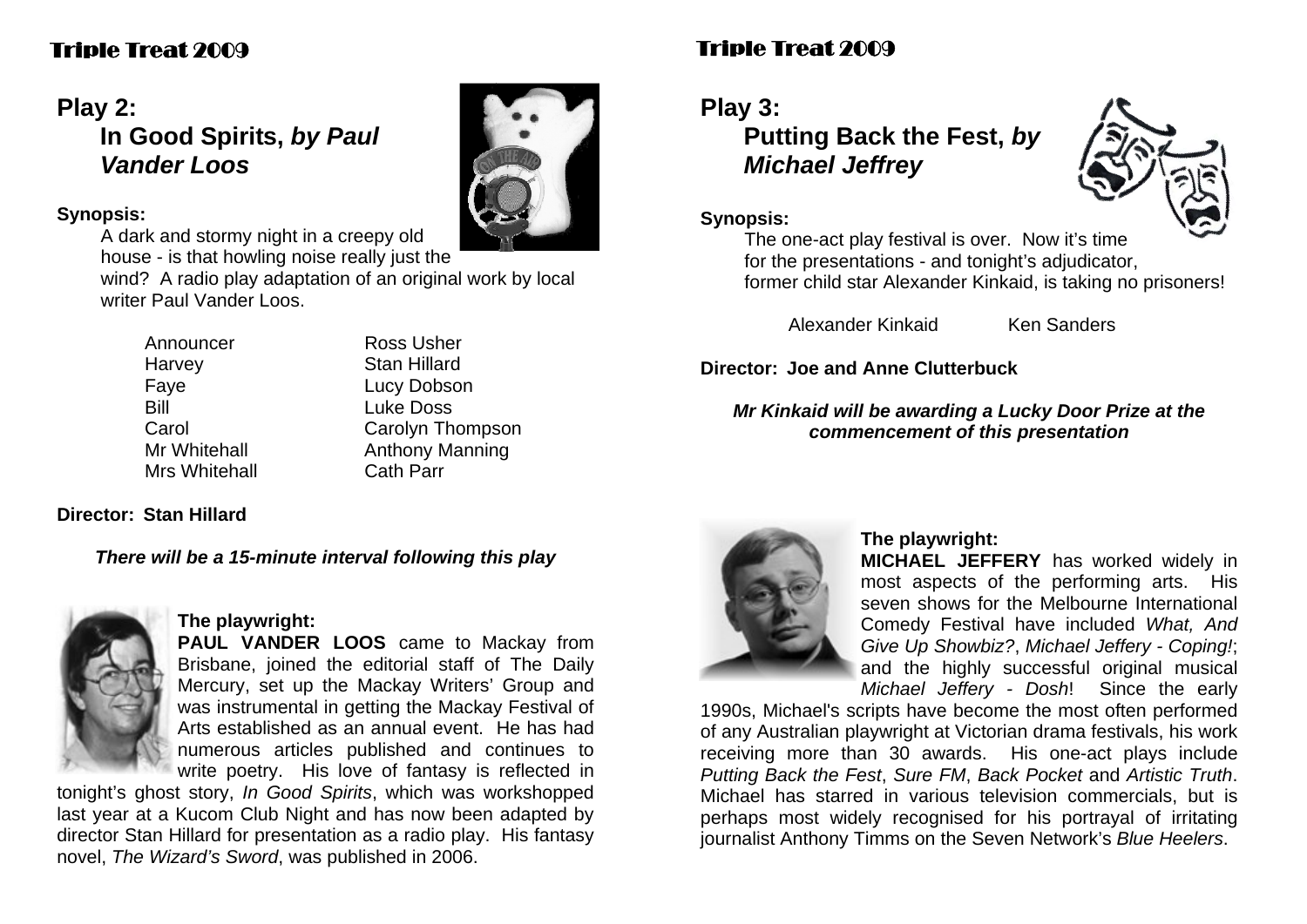## Play 2:

### In Good Spirits, *by Paul Vander Loos*

**Synopsis:**

A dark and stormy night in a creepy old house - is that howling noise really just the wind? A radio play adaptation of an original work by local writer Paul Vander Loos.

| | |
|---|---|
| Announcer | Ross Usher |
| Harvey | Stan Hillard |
| Faye | Lucy Dobson |
| Bill | Luke Doss |
| Carol | Carolyn Thompson |
| Mr Whitehall | Anthony Manning |
| Mrs Whitehall | Cath Parr |

**Director: Stan Hillard**

***There will be a 15-minute interval following this play***

**The playwright:**

**PAUL VANDER LOOS** came to Mackay from Brisbane, joined the editorial staff of The Daily Mercury, set up the Mackay Writers' Group and was instrumental in getting the Mackay Festival of Arts established as an annual event. He has had numerous articles published and continues to write poetry. His love of fantasy is reflected in tonight's ghost story, *In Good Spirits*, which was workshopped last year at a Kucom Club Night and has now been adapted by director Stan Hillard for presentation as a radio play. His fantasy novel, *The Wizard's Sword*, was published in 2006.

## Play 3:

### Putting Back the Fest, *by Michael Jeffrey*

**Synopsis:**

The one-act play festival is over. Now it's time for the presentations - and tonight's adjudicator, former child star Alexander Kinkaid, is taking no prisoners!

| | |
|---|---|
| Alexander Kinkaid | Ken Sanders |

**Director: Joe and Anne Clutterbuck**

***Mr Kinkaid will be awarding a Lucky Door Prize at the commencement of this presentation***

**The playwright:**

**MICHAEL JEFFERY** has worked widely in most aspects of the performing arts. His seven shows for the Melbourne International Comedy Festival have included *What, And Give Up Showbiz?*, *Michael Jeffery - Coping!*; and the highly successful original musical *Michael Jeffery - Dosh*! Since the early 1990s, Michael's scripts have become the most often performed of any Australian playwright at Victorian drama festivals, his work receiving more than 30 awards. His one-act plays include *Putting Back the Fest*, *Sure FM*, *Back Pocket* and *Artistic Truth*. Michael has starred in various television commercials, but is perhaps most widely recognised for his portrayal of irritating journalist Anthony Timms on the Seven Network's *Blue Heelers*.